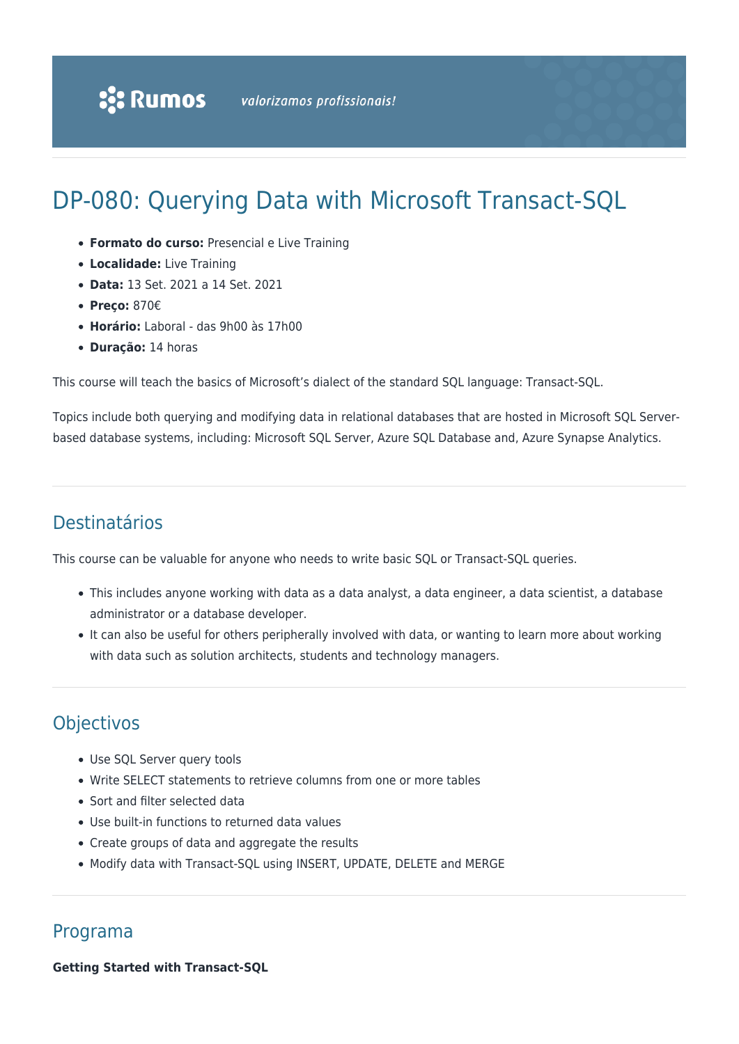Rumos *valorizamos profissionais!*

# DP-080: Querying Data with Microsoft Transact-SQL

- **Formato do curso:** Presencial e Live Training
- **Localidade:** Live Training
- **Data:** 13 Set. 2021 a 14 Set. 2021
- **Preço:** 870€
- **Horário:** Laboral - das 9h00 às 17h00
- **Duração:** 14 horas

This course will teach the basics of Microsoft's dialect of the standard SQL language: Transact-SQL.

Topics include both querying and modifying data in relational databases that are hosted in Microsoft SQL Server-based database systems, including: Microsoft SQL Server, Azure SQL Database and, Azure Synapse Analytics.

## Destinatários

This course can be valuable for anyone who needs to write basic SQL or Transact-SQL queries.

- This includes anyone working with data as a data analyst, a data engineer, a data scientist, a database administrator or a database developer.
- It can also be useful for others peripherally involved with data, or wanting to learn more about working with data such as solution architects, students and technology managers.

## Objectivos

- Use SQL Server query tools
- Write SELECT statements to retrieve columns from one or more tables
- Sort and filter selected data
- Use built-in functions to returned data values
- Create groups of data and aggregate the results
- Modify data with Transact-SQL using INSERT, UPDATE, DELETE and MERGE

## Programa

**Getting Started with Transact-SQL**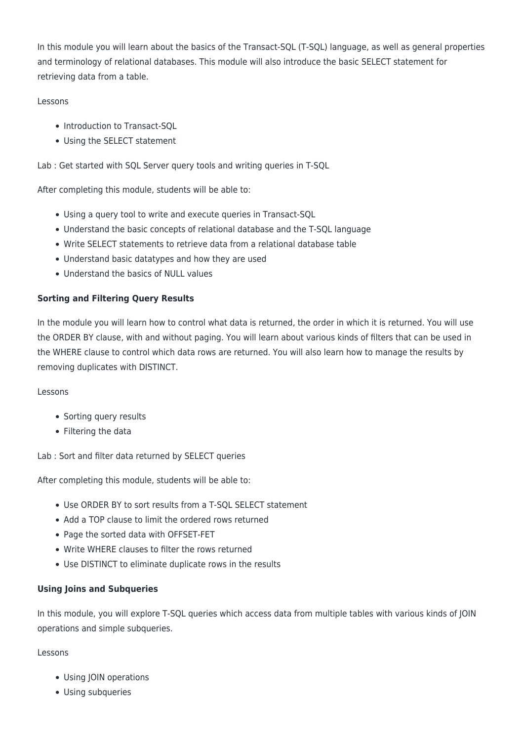In this module you will learn about the basics of the Transact-SQL (T-SQL) language, as well as general properties and terminology of relational databases. This module will also introduce the basic SELECT statement for retrieving data from a table.

Lessons

- Introduction to Transact-SQL
- Using the SELECT statement

Lab : Get started with SQL Server query tools and writing queries in T-SQL

After completing this module, students will be able to:

- Using a query tool to write and execute queries in Transact-SQL
- Understand the basic concepts of relational database and the T-SQL language
- Write SELECT statements to retrieve data from a relational database table
- Understand basic datatypes and how they are used
- Understand the basics of NULL values

**Sorting and Filtering Query Results**

In the module you will learn how to control what data is returned, the order in which it is returned. You will use the ORDER BY clause, with and without paging. You will learn about various kinds of filters that can be used in the WHERE clause to control which data rows are returned. You will also learn how to manage the results by removing duplicates with DISTINCT.

Lessons

- Sorting query results
- Filtering the data

Lab : Sort and filter data returned by SELECT queries

After completing this module, students will be able to:

- Use ORDER BY to sort results from a T-SQL SELECT statement
- Add a TOP clause to limit the ordered rows returned
- Page the sorted data with OFFSET-FET
- Write WHERE clauses to filter the rows returned
- Use DISTINCT to eliminate duplicate rows in the results

**Using Joins and Subqueries**

In this module, you will explore T-SQL queries which access data from multiple tables with various kinds of JOIN operations and simple subqueries.

Lessons

- Using JOIN operations
- Using subqueries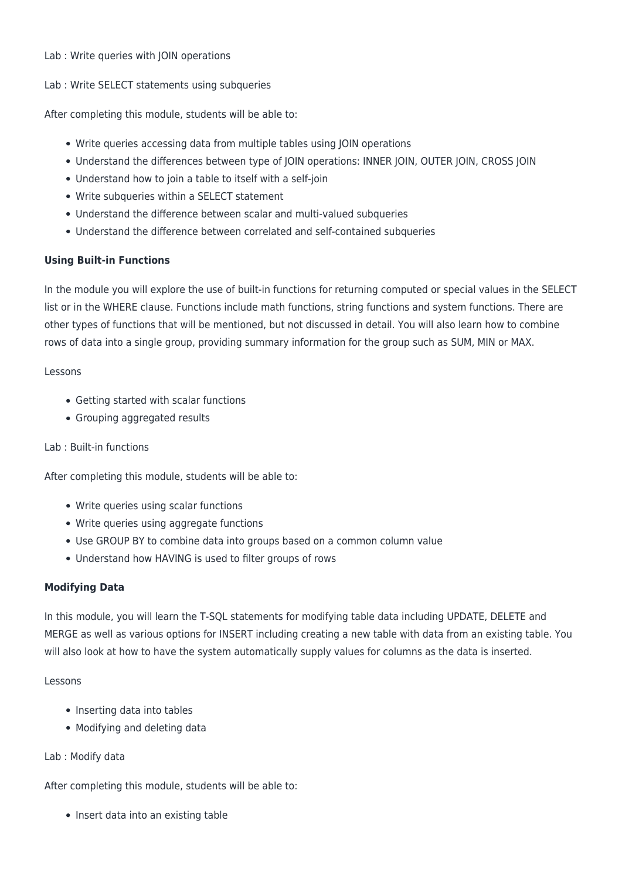Lab : Write queries with JOIN operations

Lab : Write SELECT statements using subqueries

After completing this module, students will be able to:

- Write queries accessing data from multiple tables using JOIN operations
- Understand the differences between type of JOIN operations: INNER JOIN, OUTER JOIN, CROSS JOIN
- Understand how to join a table to itself with a self-join
- Write subqueries within a SELECT statement
- Understand the difference between scalar and multi-valued subqueries
- Understand the difference between correlated and self-contained subqueries

**Using Built-in Functions**

In the module you will explore the use of built-in functions for returning computed or special values in the SELECT list or in the WHERE clause. Functions include math functions, string functions and system functions. There are other types of functions that will be mentioned, but not discussed in detail. You will also learn how to combine rows of data into a single group, providing summary information for the group such as SUM, MIN or MAX.

Lessons

- Getting started with scalar functions
- Grouping aggregated results

Lab : Built-in functions

After completing this module, students will be able to:

- Write queries using scalar functions
- Write queries using aggregate functions
- Use GROUP BY to combine data into groups based on a common column value
- Understand how HAVING is used to filter groups of rows

**Modifying Data**

In this module, you will learn the T-SQL statements for modifying table data including UPDATE, DELETE and MERGE as well as various options for INSERT including creating a new table with data from an existing table. You will also look at how to have the system automatically supply values for columns as the data is inserted.

Lessons

- Inserting data into tables
- Modifying and deleting data

Lab : Modify data

After completing this module, students will be able to:

- Insert data into an existing table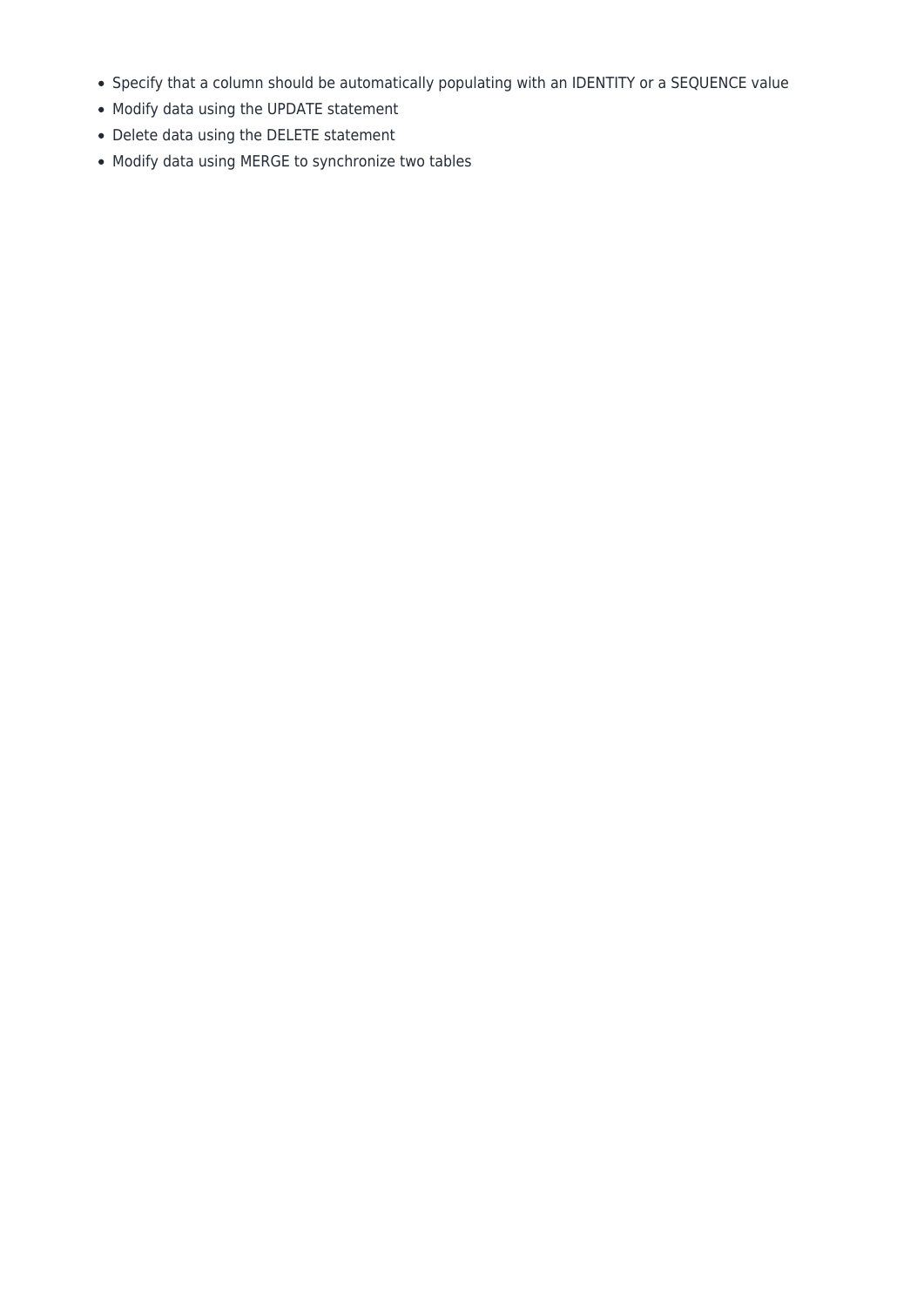- Specify that a column should be automatically populating with an IDENTITY or a SEQUENCE value
- Modify data using the UPDATE statement
- Delete data using the DELETE statement
- Modify data using MERGE to synchronize two tables